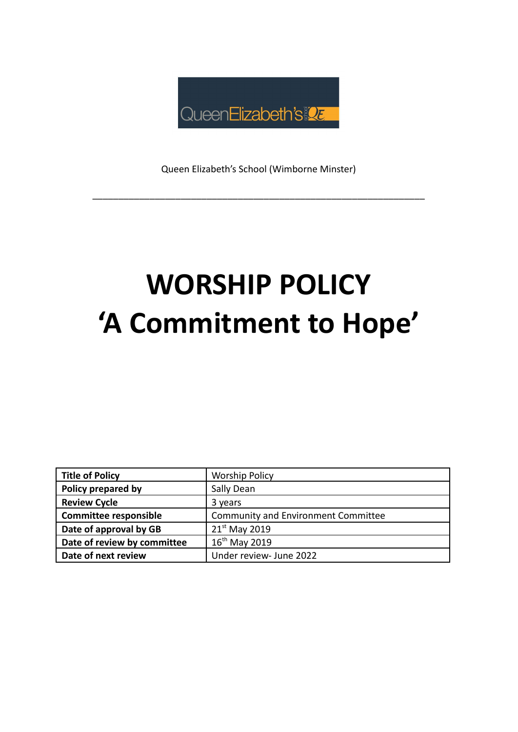Queen Elizabeth's School (Wimborne Minster)

---

# WORSHIP POLICY
# 'A Commitment to Hope'

| Title of Policy | Worship Policy |
|---|---|
| Policy prepared by | Sally Dean |
| Review Cycle | 3 years |
| Committee responsible | Community and Environment Committee |
| Date of approval by GB | 21st May 2019 |
| Date of review by committee | 16th May 2019 |
| Date of next review | Under review- June 2022 |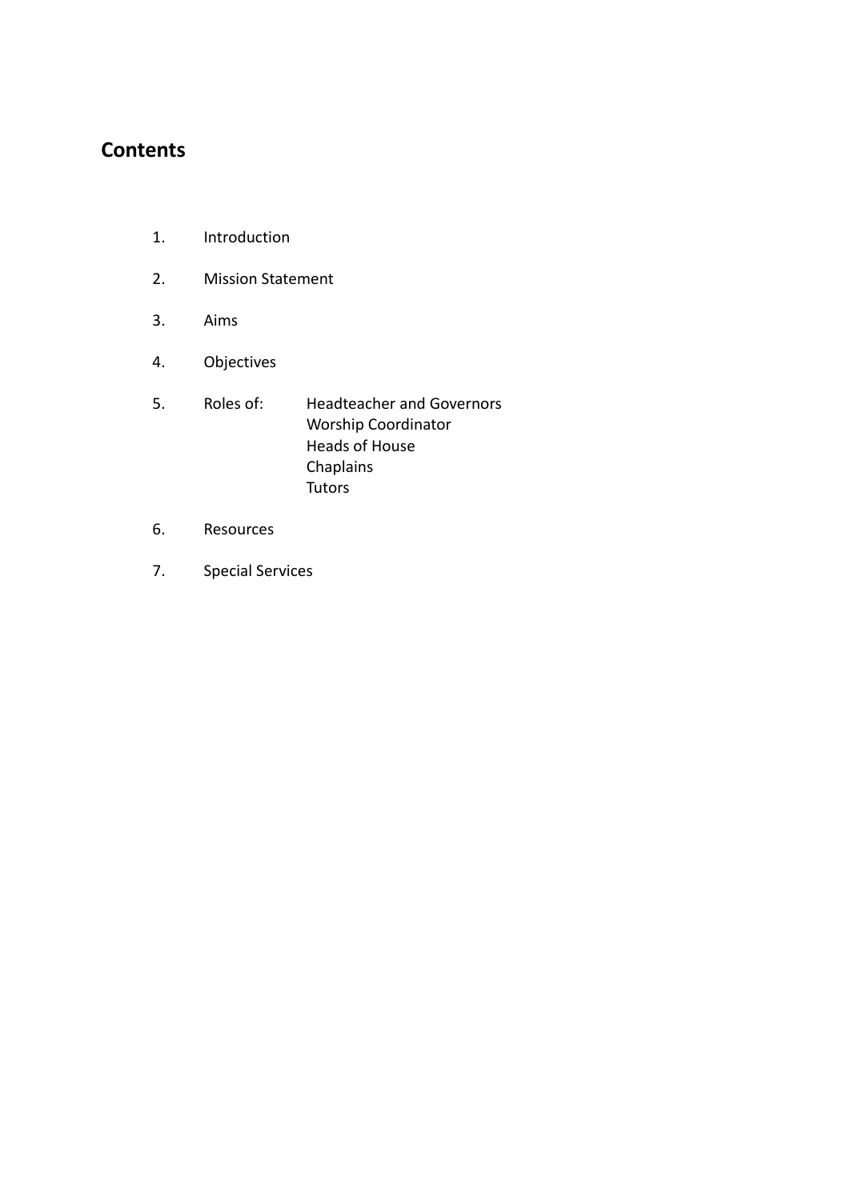## Contents

1. Introduction
2. Mission Statement
3. Aims
4. Objectives
5. Roles of:
   - Headteacher and Governors
   - Worship Coordinator
   - Heads of House
   - Chaplains
   - Tutors
6. Resources
7. Special Services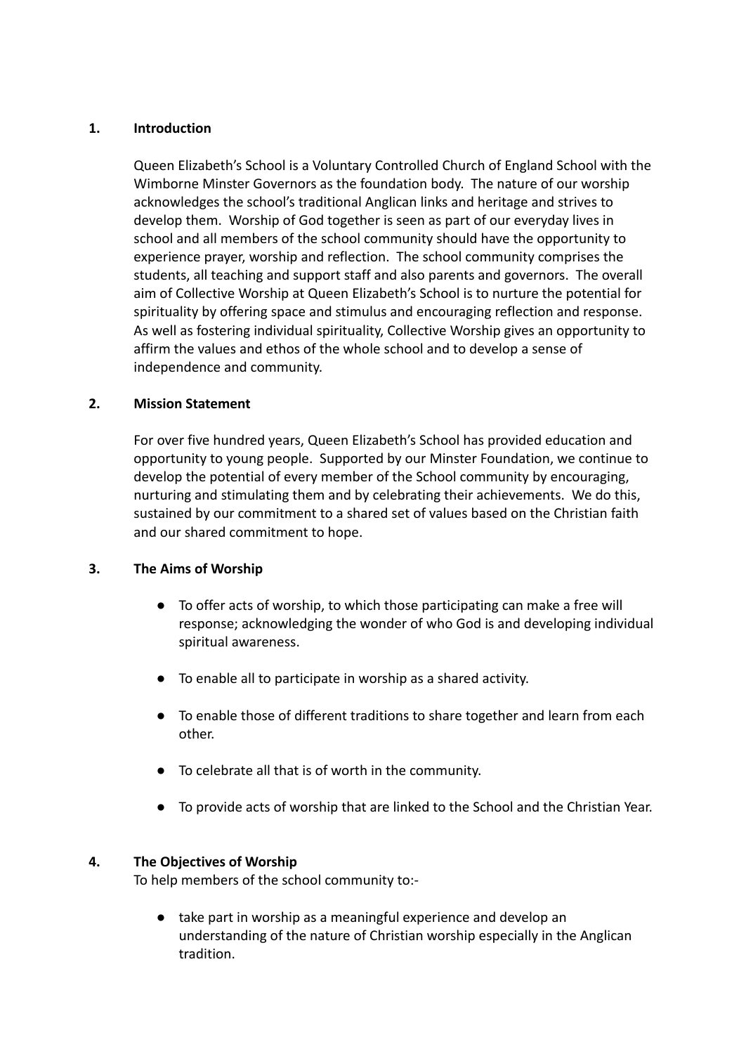## 1. Introduction

Queen Elizabeth's School is a Voluntary Controlled Church of England School with the Wimborne Minster Governors as the foundation body. The nature of our worship acknowledges the school's traditional Anglican links and heritage and strives to develop them. Worship of God together is seen as part of our everyday lives in school and all members of the school community should have the opportunity to experience prayer, worship and reflection. The school community comprises the students, all teaching and support staff and also parents and governors. The overall aim of Collective Worship at Queen Elizabeth's School is to nurture the potential for spirituality by offering space and stimulus and encouraging reflection and response. As well as fostering individual spirituality, Collective Worship gives an opportunity to affirm the values and ethos of the whole school and to develop a sense of independence and community.

## 2. Mission Statement

For over five hundred years, Queen Elizabeth's School has provided education and opportunity to young people. Supported by our Minster Foundation, we continue to develop the potential of every member of the School community by encouraging, nurturing and stimulating them and by celebrating their achievements. We do this, sustained by our commitment to a shared set of values based on the Christian faith and our shared commitment to hope.

## 3. The Aims of Worship

- To offer acts of worship, to which those participating can make a free will response; acknowledging the wonder of who God is and developing individual spiritual awareness.
- To enable all to participate in worship as a shared activity.
- To enable those of different traditions to share together and learn from each other.
- To celebrate all that is of worth in the community.
- To provide acts of worship that are linked to the School and the Christian Year.

## 4. The Objectives of Worship

To help members of the school community to:-

- take part in worship as a meaningful experience and develop an understanding of the nature of Christian worship especially in the Anglican tradition.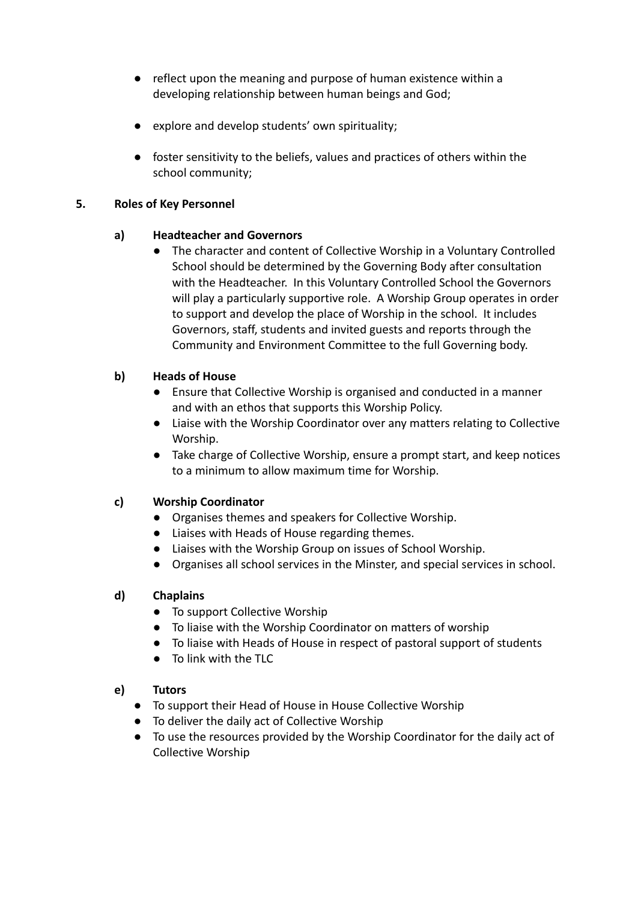- reflect upon the meaning and purpose of human existence within a developing relationship between human beings and God;

- explore and develop students' own spirituality;

- foster sensitivity to the beliefs, values and practices of others within the school community;

## 5. Roles of Key Personnel

### a) Headteacher and Governors

- The character and content of Collective Worship in a Voluntary Controlled School should be determined by the Governing Body after consultation with the Headteacher. In this Voluntary Controlled School the Governors will play a particularly supportive role. A Worship Group operates in order to support and develop the place of Worship in the school. It includes Governors, staff, students and invited guests and reports through the Community and Environment Committee to the full Governing body.

### b) Heads of House

- Ensure that Collective Worship is organised and conducted in a manner and with an ethos that supports this Worship Policy.
- Liaise with the Worship Coordinator over any matters relating to Collective Worship.
- Take charge of Collective Worship, ensure a prompt start, and keep notices to a minimum to allow maximum time for Worship.

### c) Worship Coordinator

- Organises themes and speakers for Collective Worship.
- Liaises with Heads of House regarding themes.
- Liaises with the Worship Group on issues of School Worship.
- Organises all school services in the Minster, and special services in school.

### d) Chaplains

- To support Collective Worship
- To liaise with the Worship Coordinator on matters of worship
- To liaise with Heads of House in respect of pastoral support of students
- To link with the TLC

### e) Tutors

- To support their Head of House in House Collective Worship
- To deliver the daily act of Collective Worship
- To use the resources provided by the Worship Coordinator for the daily act of Collective Worship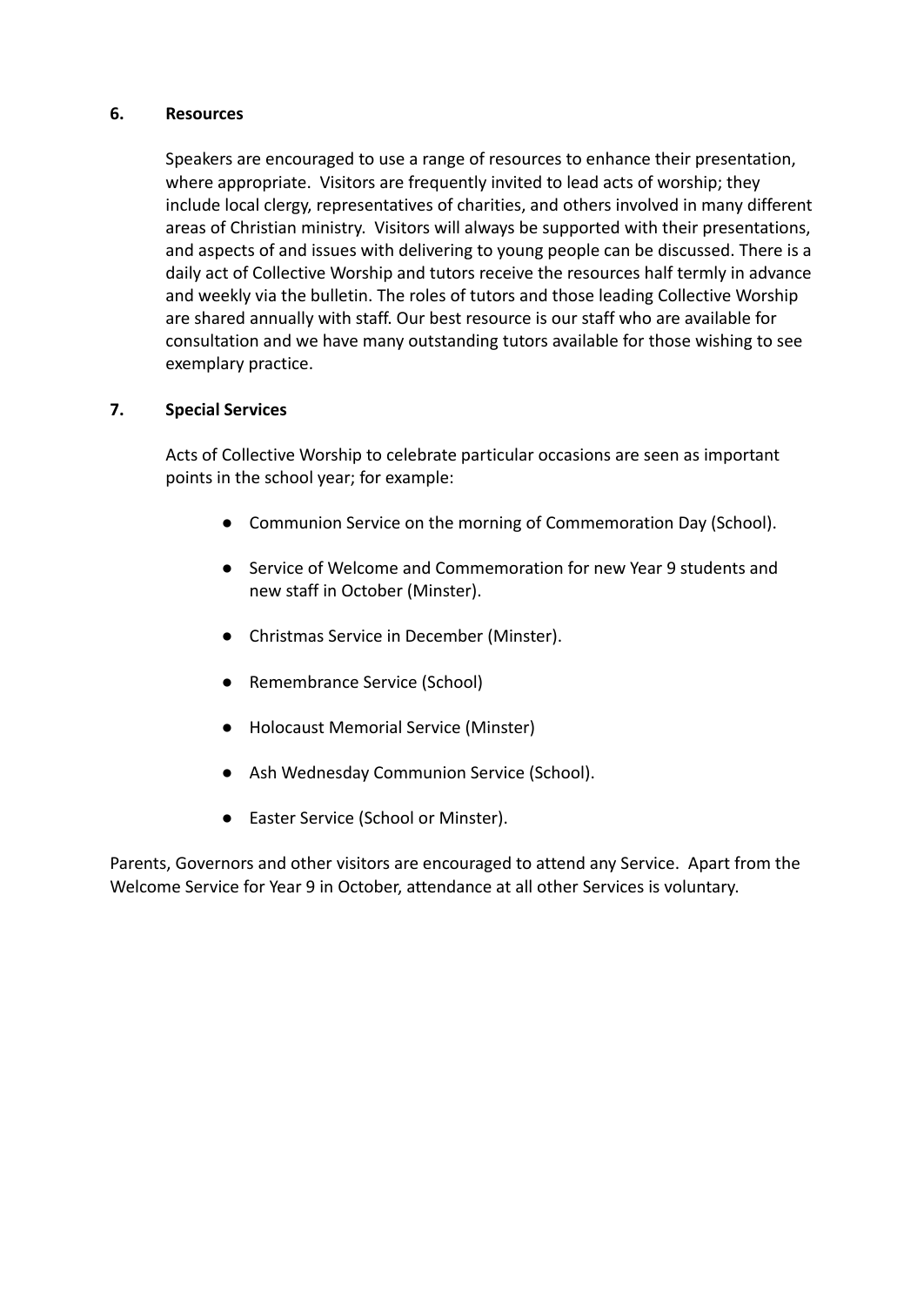## 6. Resources

Speakers are encouraged to use a range of resources to enhance their presentation, where appropriate. Visitors are frequently invited to lead acts of worship; they include local clergy, representatives of charities, and others involved in many different areas of Christian ministry. Visitors will always be supported with their presentations, and aspects of and issues with delivering to young people can be discussed. There is a daily act of Collective Worship and tutors receive the resources half termly in advance and weekly via the bulletin. The roles of tutors and those leading Collective Worship are shared annually with staff. Our best resource is our staff who are available for consultation and we have many outstanding tutors available for those wishing to see exemplary practice.

## 7. Special Services

Acts of Collective Worship to celebrate particular occasions are seen as important points in the school year; for example:

- Communion Service on the morning of Commemoration Day (School).
- Service of Welcome and Commemoration for new Year 9 students and new staff in October (Minster).
- Christmas Service in December (Minster).
- Remembrance Service (School)
- Holocaust Memorial Service (Minster)
- Ash Wednesday Communion Service (School).
- Easter Service (School or Minster).

Parents, Governors and other visitors are encouraged to attend any Service. Apart from the Welcome Service for Year 9 in October, attendance at all other Services is voluntary.